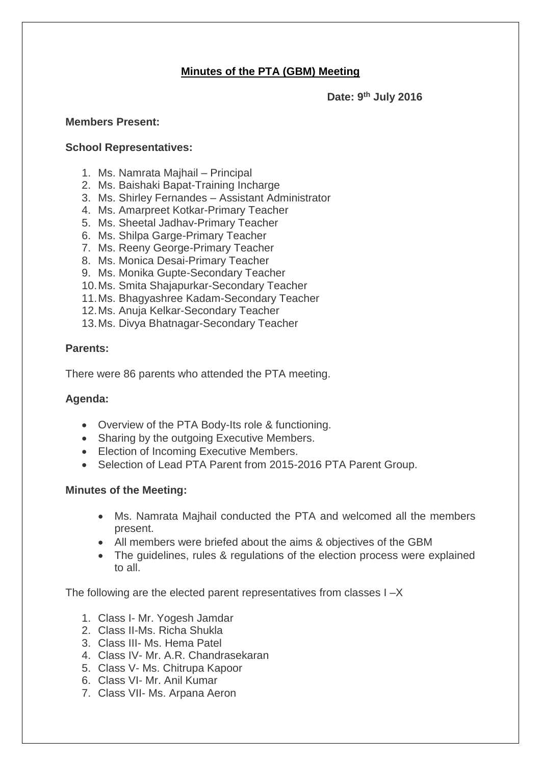# Minutes of the PTA (GBM) Meeting

**Date: 9th July 2016**

**Members Present:**

**School Representatives:**

1. Ms. Namrata Majhail – Principal
2. Ms. Baishaki Bapat-Training Incharge
3. Ms. Shirley Fernandes – Assistant Administrator
4. Ms. Amarpreet Kotkar-Primary Teacher
5. Ms. Sheetal Jadhav-Primary Teacher
6. Ms. Shilpa Garge-Primary Teacher
7. Ms. Reeny George-Primary Teacher
8. Ms. Monica Desai-Primary Teacher
9. Ms. Monika Gupte-Secondary Teacher
10. Ms. Smita Shajapurkar-Secondary Teacher
11. Ms. Bhagyashree Kadam-Secondary Teacher
12. Ms. Anuja Kelkar-Secondary Teacher
13. Ms. Divya Bhatnagar-Secondary Teacher

**Parents:**

There were 86 parents who attended the PTA meeting.

**Agenda:**

- Overview of the PTA Body-Its role & functioning.
- Sharing by the outgoing Executive Members.
- Election of Incoming Executive Members.
- Selection of Lead PTA Parent from 2015-2016 PTA Parent Group.

**Minutes of the Meeting:**

- Ms. Namrata Majhail conducted the PTA and welcomed all the members present.
- All members were briefed about the aims & objectives of the GBM
- The guidelines, rules & regulations of the election process were explained to all.

The following are the elected parent representatives from classes I –X

1. Class I- Mr. Yogesh Jamdar
2. Class II-Ms. Richa Shukla
3. Class III- Ms. Hema Patel
4. Class IV- Mr. A.R. Chandrasekaran
5. Class V- Ms. Chitrupa Kapoor
6. Class VI- Mr. Anil Kumar
7. Class VII- Ms. Arpana Aeron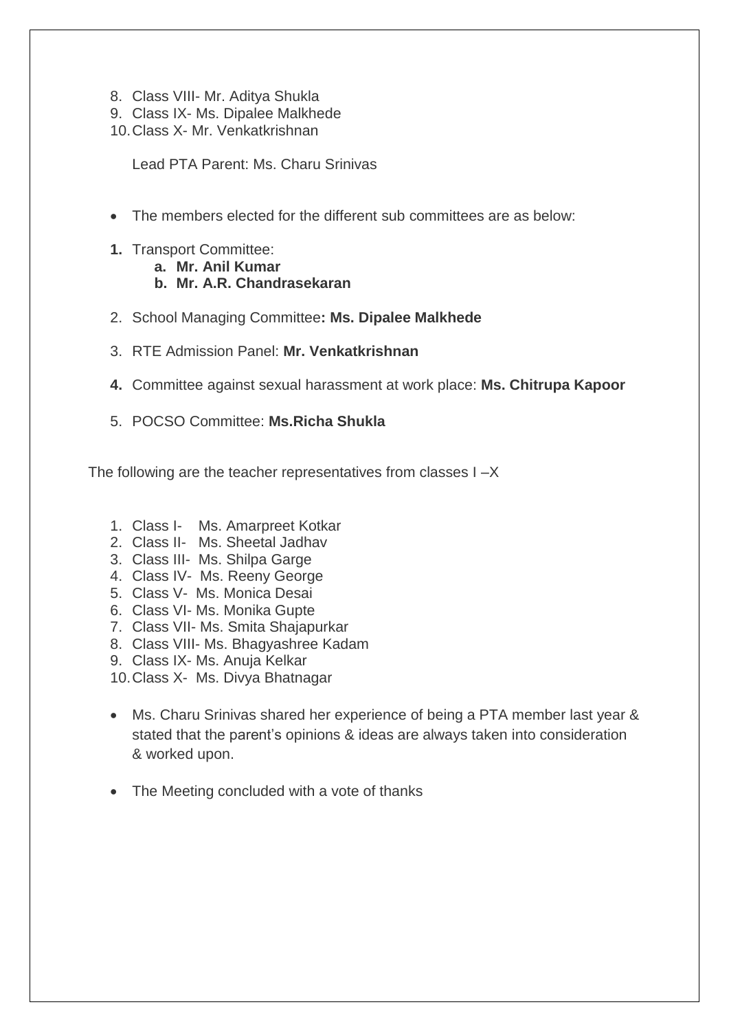8. Class VIII- Mr. Aditya Shukla
9. Class IX- Ms. Dipalee Malkhede
10. Class X- Mr. Venkatkrishnan

Lead PTA Parent: Ms. Charu Srinivas

- The members elected for the different sub committees are as below:

**1.** Transport Committee:
   a. **Mr. Anil Kumar**
   b. **Mr. A.R. Chandrasekaran**

2. School Managing Committee**: Ms. Dipalee Malkhede**

3. RTE Admission Panel: **Mr. Venkatkrishnan**

**4.** Committee against sexual harassment at work place: **Ms. Chitrupa Kapoor**

5. POCSO Committee: **Ms.Richa Shukla**

The following are the teacher representatives from classes I –X

1. Class I- Ms. Amarpreet Kotkar
2. Class II- Ms. Sheetal Jadhav
3. Class III- Ms. Shilpa Garge
4. Class IV- Ms. Reeny George
5. Class V- Ms. Monica Desai
6. Class VI- Ms. Monika Gupte
7. Class VII- Ms. Smita Shajapurkar
8. Class VIII- Ms. Bhagyashree Kadam
9. Class IX- Ms. Anuja Kelkar
10. Class X- Ms. Divya Bhatnagar

- Ms. Charu Srinivas shared her experience of being a PTA member last year & stated that the parent's opinions & ideas are always taken into consideration & worked upon.

- The Meeting concluded with a vote of thanks